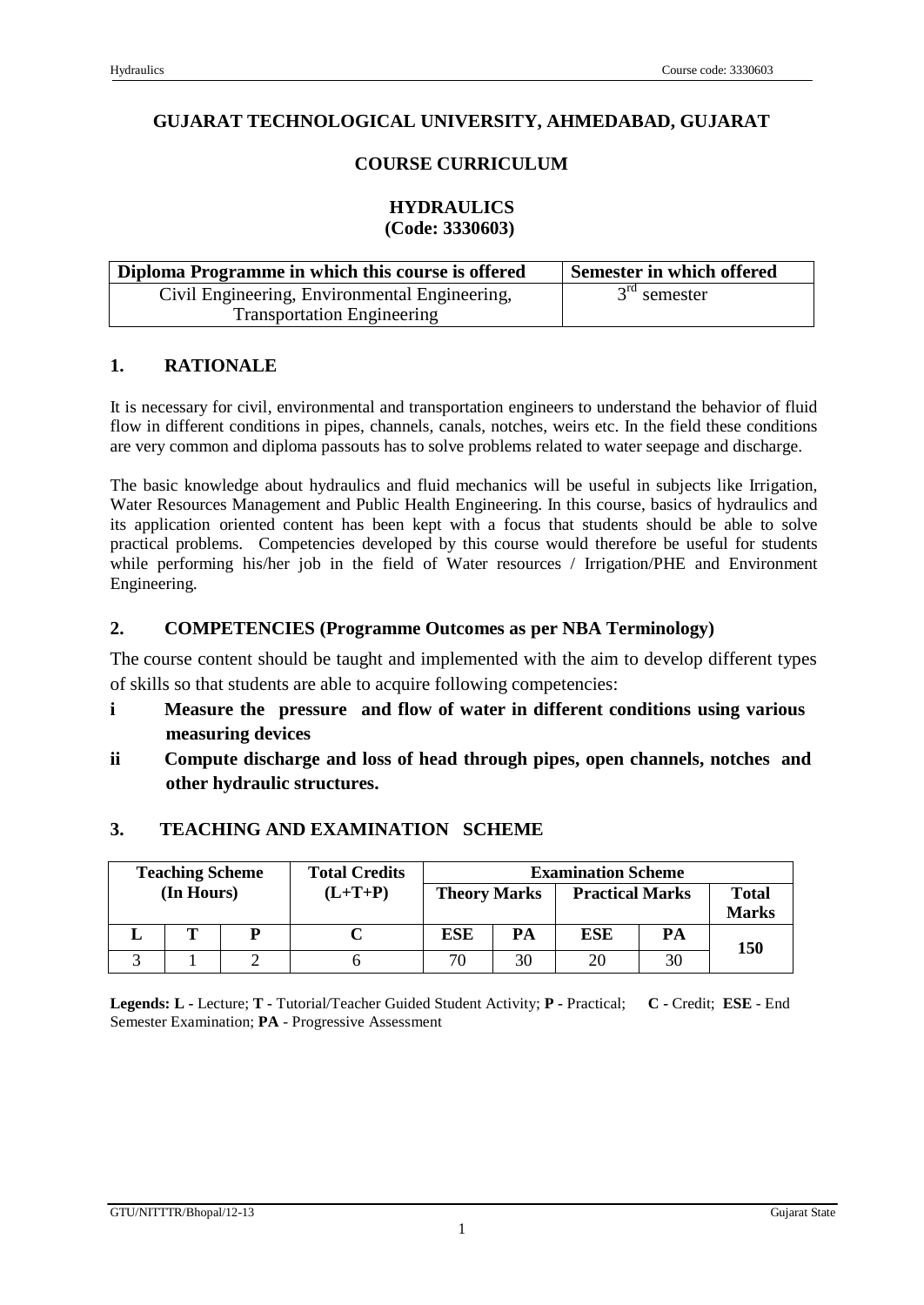# GUJARAT TECHNOLOGICAL UNIVERSITY, AHMEDABAD, GUJARAT

## COURSE CURRICULUM

## HYDRAULICS
## (Code: 3330603)

| Diploma Programme in which this course is offered | Semester in which offered |
|---|---|
| Civil Engineering, Environmental Engineering, Transportation Engineering | 3rd semester |

## 1. RATIONALE

It is necessary for civil, environmental and transportation engineers to understand the behavior of fluid flow in different conditions in pipes, channels, canals, notches, weirs etc. In the field these conditions are very common and diploma passouts has to solve problems related to water seepage and discharge.

The basic knowledge about hydraulics and fluid mechanics will be useful in subjects like Irrigation, Water Resources Management and Public Health Engineering. In this course, basics of hydraulics and its application oriented content has been kept with a focus that students should be able to solve practical problems. Competencies developed by this course would therefore be useful for students while performing his/her job in the field of Water resources / Irrigation/PHE and Environment Engineering.

## 2. COMPETENCIES (Programme Outcomes as per NBA Terminology)

The course content should be taught and implemented with the aim to develop different types of skills so that students are able to acquire following competencies:

- **i Measure the pressure and flow of water in different conditions using various measuring devices**
- **ii Compute discharge and loss of head through pipes, open channels, notches and other hydraulic structures.**

## 3. TEACHING AND EXAMINATION SCHEME

| Teaching Scheme (In Hours) | | | Total Credits (L+T+P) | Examination Scheme | | | | |
|---|---|---|---|---|---|---|---|---|
| | | | | Theory Marks | | Practical Marks | | Total Marks |
| L | T | P | C | ESE | PA | ESE | PA | |
| 3 | 1 | 2 | 6 | 70 | 30 | 20 | 30 | 150 |

**Legends: L -** Lecture; **T -** Tutorial/Teacher Guided Student Activity; **P -** Practical; **C -** Credit; **ESE** - End Semester Examination; **PA** - Progressive Assessment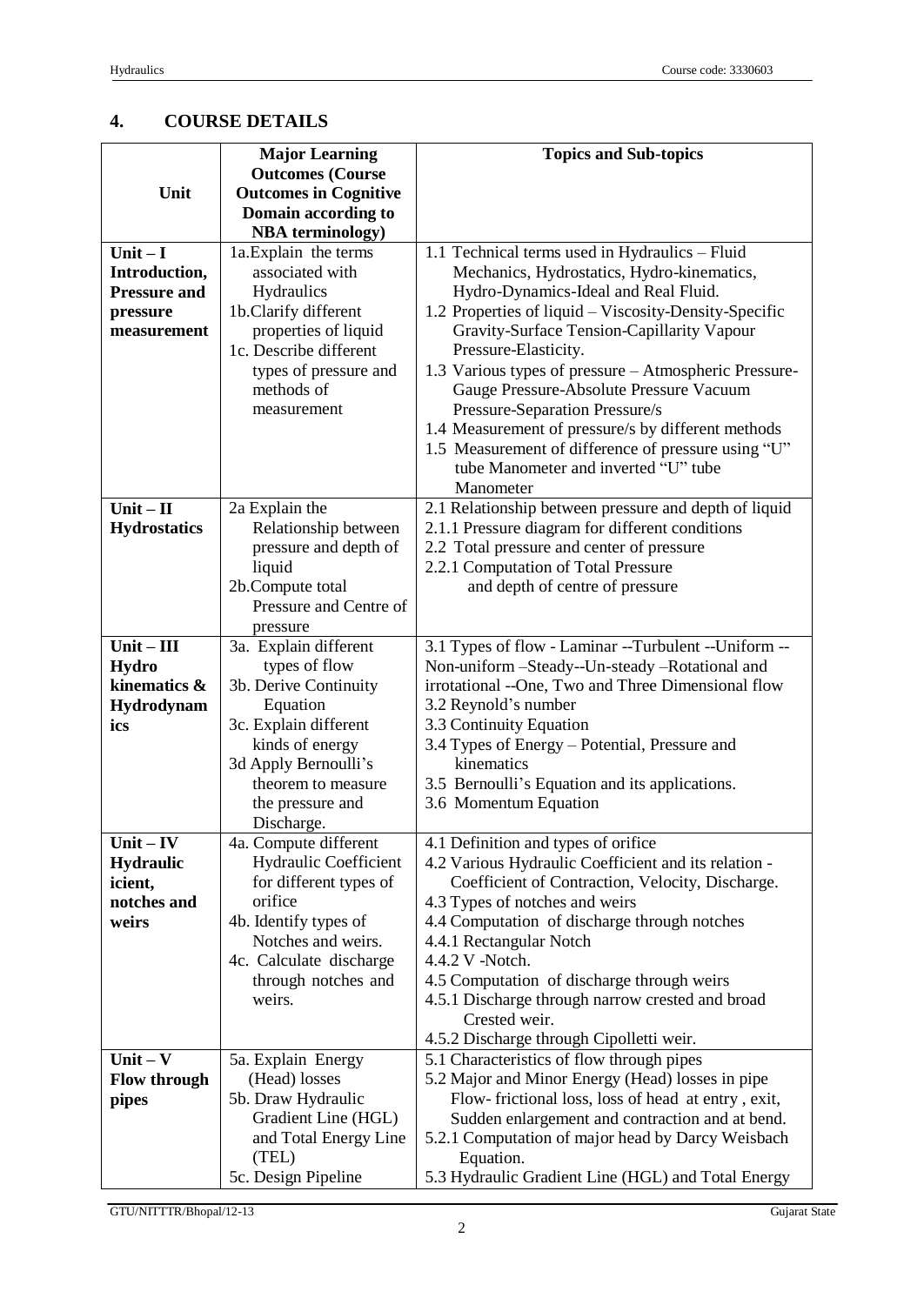## 4. COURSE DETAILS

| Unit | Major Learning Outcomes (Course Outcomes in Cognitive Domain according to NBA terminology) | Topics and Sub-topics |
|---|---|---|
| **Unit – I Introduction, Pressure and pressure measurement** | 1a.Explain the terms associated with Hydraulics<br>1b.Clarify different properties of liquid<br>1c. Describe different types of pressure and methods of measurement | 1.1 Technical terms used in Hydraulics – Fluid Mechanics, Hydrostatics, Hydro-kinematics, Hydro-Dynamics-Ideal and Real Fluid.<br>1.2 Properties of liquid – Viscosity-Density-Specific Gravity-Surface Tension-Capillarity Vapour Pressure-Elasticity.<br>1.3 Various types of pressure – Atmospheric Pressure-Gauge Pressure-Absolute Pressure Vacuum Pressure-Separation Pressure/s<br>1.4 Measurement of pressure/s by different methods<br>1.5 Measurement of difference of pressure using "U" tube Manometer and inverted "U" tube Manometer |
| **Unit – II Hydrostatics** | 2a Explain the Relationship between pressure and depth of liquid<br>2b.Compute total Pressure and Centre of pressure | 2.1 Relationship between pressure and depth of liquid<br>2.1.1 Pressure diagram for different conditions<br>2.2 Total pressure and center of pressure<br>2.2.1 Computation of Total Pressure and depth of centre of pressure |
| **Unit – III Hydro kinematics & Hydrodynamics** | 3a. Explain different types of flow<br>3b. Derive Continuity Equation<br>3c. Explain different kinds of energy<br>3d Apply Bernoulli's theorem to measure the pressure and Discharge. | 3.1 Types of flow - Laminar --Turbulent --Uniform --Non-uniform –Steady--Un-steady –Rotational and irrotational --One, Two and Three Dimensional flow<br>3.2 Reynold's number<br>3.3 Continuity Equation<br>3.4 Types of Energy – Potential, Pressure and kinematics<br>3.5 Bernoulli's Equation and its applications.<br>3.6 Momentum Equation |
| **Unit – IV Hydraulic icient, notches and weirs** | 4a. Compute different Hydraulic Coefficient for different types of orifice<br>4b. Identify types of Notches and weirs.<br>4c. Calculate discharge through notches and weirs. | 4.1 Definition and types of orifice<br>4.2 Various Hydraulic Coefficient and its relation - Coefficient of Contraction, Velocity, Discharge.<br>4.3 Types of notches and weirs<br>4.4 Computation of discharge through notches<br>4.4.1 Rectangular Notch<br>4.4.2 V -Notch.<br>4.5 Computation of discharge through weirs<br>4.5.1 Discharge through narrow crested and broad Crested weir.<br>4.5.2 Discharge through Cipolletti weir. |
| **Unit – V Flow through pipes** | 5a. Explain Energy (Head) losses<br>5b. Draw Hydraulic Gradient Line (HGL) and Total Energy Line (TEL)<br>5c. Design Pipeline | 5.1 Characteristics of flow through pipes<br>5.2 Major and Minor Energy (Head) losses in pipe Flow- frictional loss, loss of head at entry , exit, Sudden enlargement and contraction and at bend.<br>5.2.1 Computation of major head by Darcy Weisbach Equation.<br>5.3 Hydraulic Gradient Line (HGL) and Total Energy |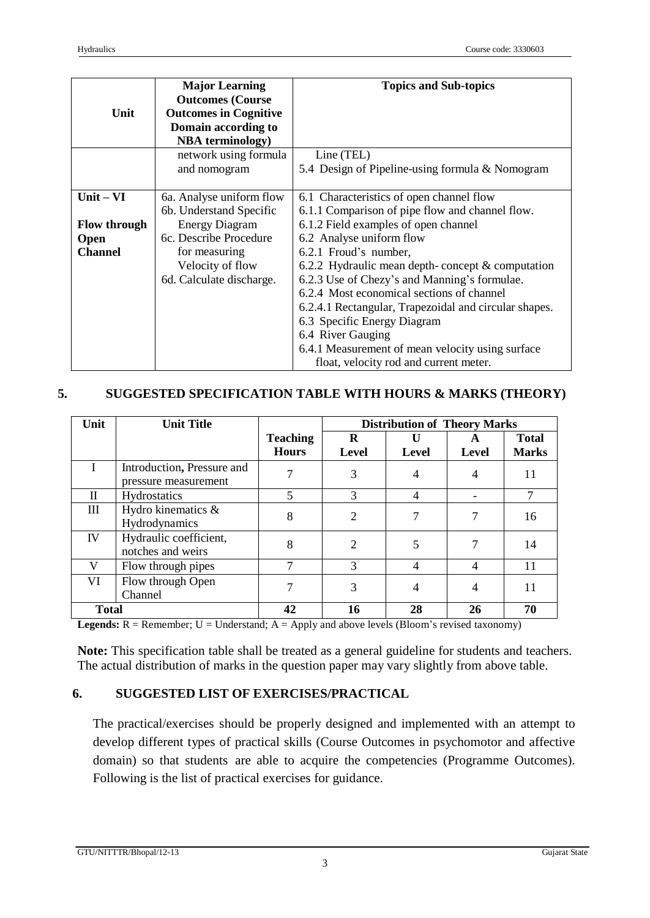| Unit | Major Learning Outcomes (Course Outcomes in Cognitive Domain according to NBA terminology) | Topics and Sub-topics |
|---|---|---|
| | network using formula and nomogram | Line (TEL)<br>5.4 Design of Pipeline-using formula & Nomogram |
| **Unit – VI**<br><br>**Flow through Open Channel** | 6a. Analyse uniform flow<br>6b. Understand Specific Energy Diagram<br>6c. Describe Procedure for measuring Velocity of flow<br>6d. Calculate discharge. | 6.1 Characteristics of open channel flow<br>6.1.1 Comparison of pipe flow and channel flow.<br>6.1.2 Field examples of open channel<br>6.2 Analyse uniform flow<br>6.2.1 Froud's number,<br>6.2.2 Hydraulic mean depth- concept & computation<br>6.2.3 Use of Chezy's and Manning's formulae.<br>6.2.4 Most economical sections of channel<br>6.2.4.1 Rectangular, Trapezoidal and circular shapes.<br>6.3 Specific Energy Diagram<br>6.4 River Gauging<br>6.4.1 Measurement of mean velocity using surface float, velocity rod and current meter. |

## 5. SUGGESTED SPECIFICATION TABLE WITH HOURS & MARKS (THEORY)

| Unit | Unit Title | Teaching Hours | Distribution of Theory Marks | | | |
|---|---|---|---|---|---|---|
| | | | R Level | U Level | A Level | Total Marks |
| I | Introduction, Pressure and pressure measurement | 7 | 3 | 4 | 4 | 11 |
| II | Hydrostatics | 5 | 3 | 4 | - | 7 |
| III | Hydro kinematics & Hydrodynamics | 8 | 2 | 7 | 7 | 16 |
| IV | Hydraulic coefficient, notches and weirs | 8 | 2 | 5 | 7 | 14 |
| V | Flow through pipes | 7 | 3 | 4 | 4 | 11 |
| VI | Flow through Open Channel | 7 | 3 | 4 | 4 | 11 |
| **Total** | | **42** | **16** | **28** | **26** | **70** |

**Legends:** R = Remember; U = Understand; A = Apply and above levels (Bloom's revised taxonomy)

**Note:** This specification table shall be treated as a general guideline for students and teachers. The actual distribution of marks in the question paper may vary slightly from above table.

## 6. SUGGESTED LIST OF EXERCISES/PRACTICAL

The practical/exercises should be properly designed and implemented with an attempt to develop different types of practical skills (Course Outcomes in psychomotor and affective domain) so that students are able to acquire the competencies (Programme Outcomes). Following is the list of practical exercises for guidance.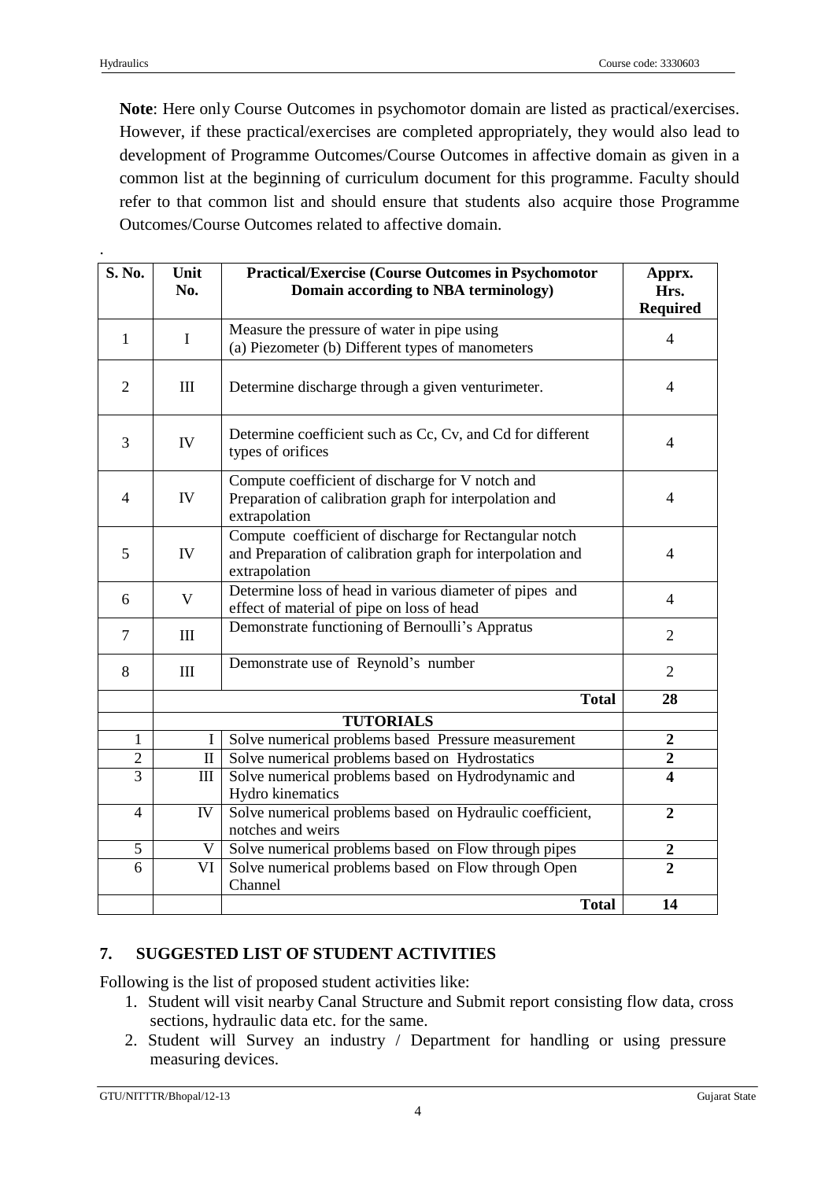**Note**: Here only Course Outcomes in psychomotor domain are listed as practical/exercises. However, if these practical/exercises are completed appropriately, they would also lead to development of Programme Outcomes/Course Outcomes in affective domain as given in a common list at the beginning of curriculum document for this programme. Faculty should refer to that common list and should ensure that students also acquire those Programme Outcomes/Course Outcomes related to affective domain.

| S. No. | Unit No. | Practical/Exercise (Course Outcomes in Psychomotor Domain according to NBA terminology) | Apprx. Hrs. Required |
|---|---|---|---|
| 1 | I | Measure the pressure of water in pipe using (a) Piezometer (b) Different types of manometers | 4 |
| 2 | III | Determine discharge through a given venturimeter. | 4 |
| 3 | IV | Determine coefficient such as Cc, Cv, and Cd for different types of orifices | 4 |
| 4 | IV | Compute coefficient of discharge for V notch and Preparation of calibration graph for interpolation and extrapolation | 4 |
| 5 | IV | Compute coefficient of discharge for Rectangular notch and Preparation of calibration graph for interpolation and extrapolation | 4 |
| 6 | V | Determine loss of head in various diameter of pipes and effect of material of pipe on loss of head | 4 |
| 7 | III | Demonstrate functioning of Bernoulli's Appratus | 2 |
| 8 | III | Demonstrate use of Reynold's number | 2 |
| | | **Total** | **28** |
| | | **TUTORIALS** | |
| 1 | I | Solve numerical problems based Pressure measurement | **2** |
| 2 | II | Solve numerical problems based on Hydrostatics | **2** |
| 3 | III | Solve numerical problems based on Hydrodynamic and Hydro kinematics | **4** |
| 4 | IV | Solve numerical problems based on Hydraulic coefficient, notches and weirs | **2** |
| 5 | V | Solve numerical problems based on Flow through pipes | **2** |
| 6 | VI | Solve numerical problems based on Flow through Open Channel | **2** |
| | | **Total** | **14** |

## 7. SUGGESTED LIST OF STUDENT ACTIVITIES

Following is the list of proposed student activities like:

1. Student will visit nearby Canal Structure and Submit report consisting flow data, cross sections, hydraulic data etc. for the same.
2. Student will Survey an industry / Department for handling or using pressure measuring devices.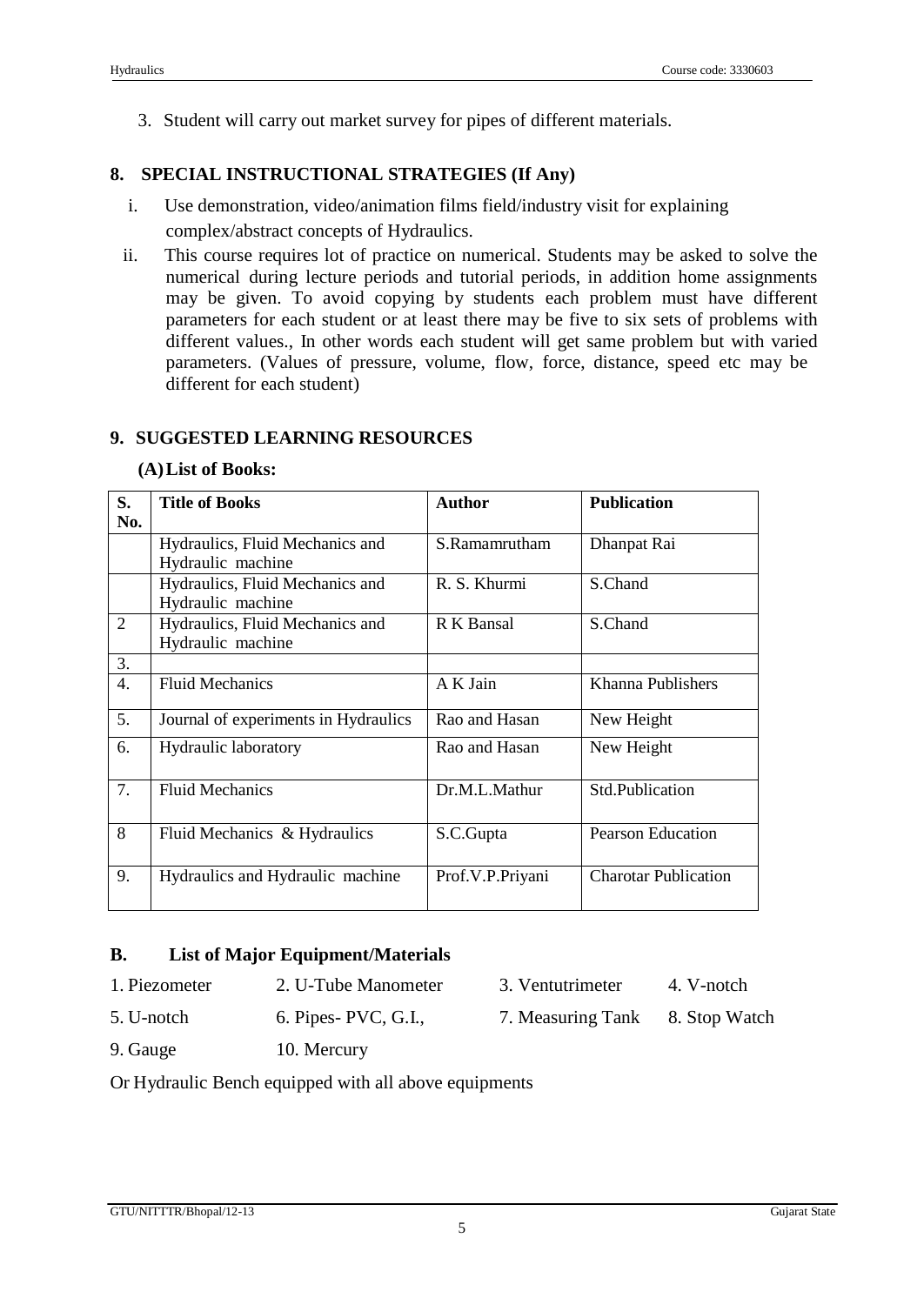3. Student will carry out market survey for pipes of different materials.

## 8. SPECIAL INSTRUCTIONAL STRATEGIES (If Any)

i. Use demonstration, video/animation films field/industry visit for explaining complex/abstract concepts of Hydraulics.

ii. This course requires lot of practice on numerical. Students may be asked to solve the numerical during lecture periods and tutorial periods, in addition home assignments may be given. To avoid copying by students each problem must have different parameters for each student or at least there may be five to six sets of problems with different values., In other words each student will get same problem but with varied parameters. (Values of pressure, volume, flow, force, distance, speed etc may be different for each student)

## 9. SUGGESTED LEARNING RESOURCES

### (A) List of Books:

| S. No. | Title of Books | Author | Publication |
|---|---|---|---|
| | Hydraulics, Fluid Mechanics and Hydraulic machine | S.Ramamrutham | Dhanpat Rai |
| | Hydraulics, Fluid Mechanics and Hydraulic machine | R. S. Khurmi | S.Chand |
| 2 | Hydraulics, Fluid Mechanics and Hydraulic machine | R K Bansal | S.Chand |
| 3. | | | |
| 4. | Fluid Mechanics | A K Jain | Khanna Publishers |
| 5. | Journal of experiments in Hydraulics | Rao and Hasan | New Height |
| 6. | Hydraulic laboratory | Rao and Hasan | New Height |
| 7. | Fluid Mechanics | Dr.M.L.Mathur | Std.Publication |
| 8 | Fluid Mechanics & Hydraulics | S.C.Gupta | Pearson Education |
| 9. | Hydraulics and Hydraulic machine | Prof.V.P.Priyani | Charotar Publication |

### B. List of Major Equipment/Materials

1. Piezometer
2. U-Tube Manometer
3. Ventutrimeter
4. V-notch
5. U-notch
6. Pipes- PVC, G.I.,
7. Measuring Tank
8. Stop Watch
9. Gauge
10. Mercury

Or Hydraulic Bench equipped with all above equipments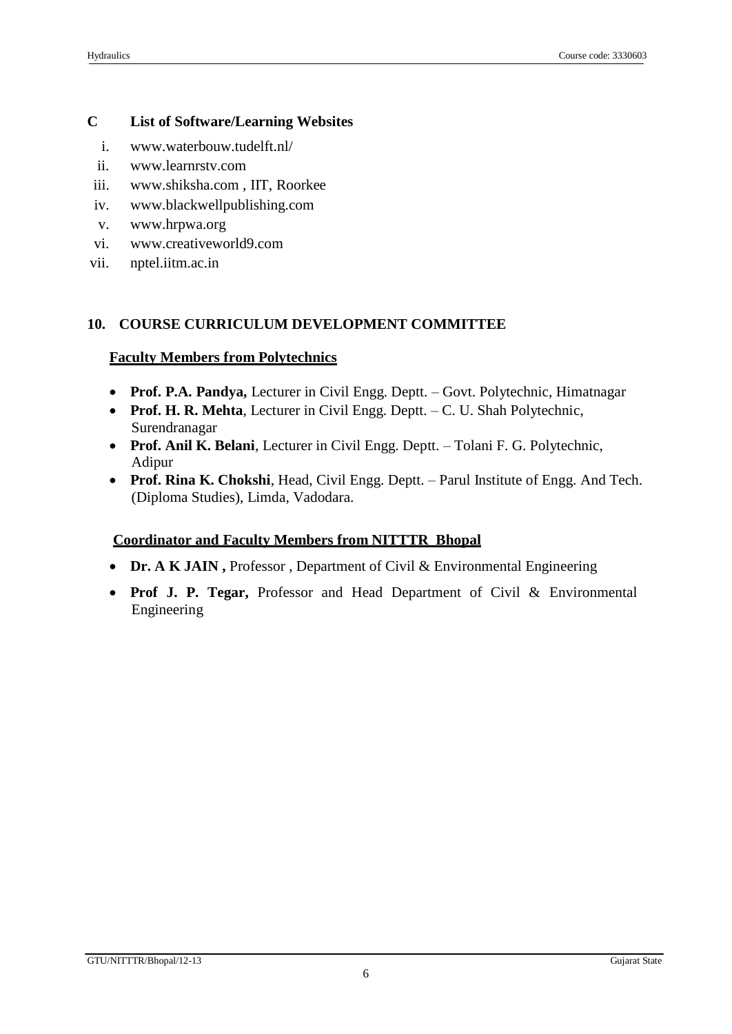## C List of Software/Learning Websites

i. www.waterbouw.tudelft.nl/
ii. www.learnrstv.com
iii. www.shiksha.com , IIT, Roorkee
iv. www.blackwellpublishing.com
v. www.hrpwa.org
vi. www.creativeworld9.com
vii. nptel.iitm.ac.in

## 10. COURSE CURRICULUM DEVELOPMENT COMMITTEE

**Faculty Members from Polytechnics**

- **Prof. P.A. Pandya,** Lecturer in Civil Engg. Deptt. – Govt. Polytechnic, Himatnagar
- **Prof. H. R. Mehta**, Lecturer in Civil Engg. Deptt. – C. U. Shah Polytechnic, Surendranagar
- **Prof. Anil K. Belani**, Lecturer in Civil Engg. Deptt. – Tolani F. G. Polytechnic, Adipur
- **Prof. Rina K. Chokshi**, Head, Civil Engg. Deptt. – Parul Institute of Engg. And Tech. (Diploma Studies), Limda, Vadodara.

**Coordinator and Faculty Members from NITTTR Bhopal**

- **Dr. A K JAIN ,** Professor , Department of Civil & Environmental Engineering
- **Prof J. P. Tegar,** Professor and Head Department of Civil & Environmental Engineering